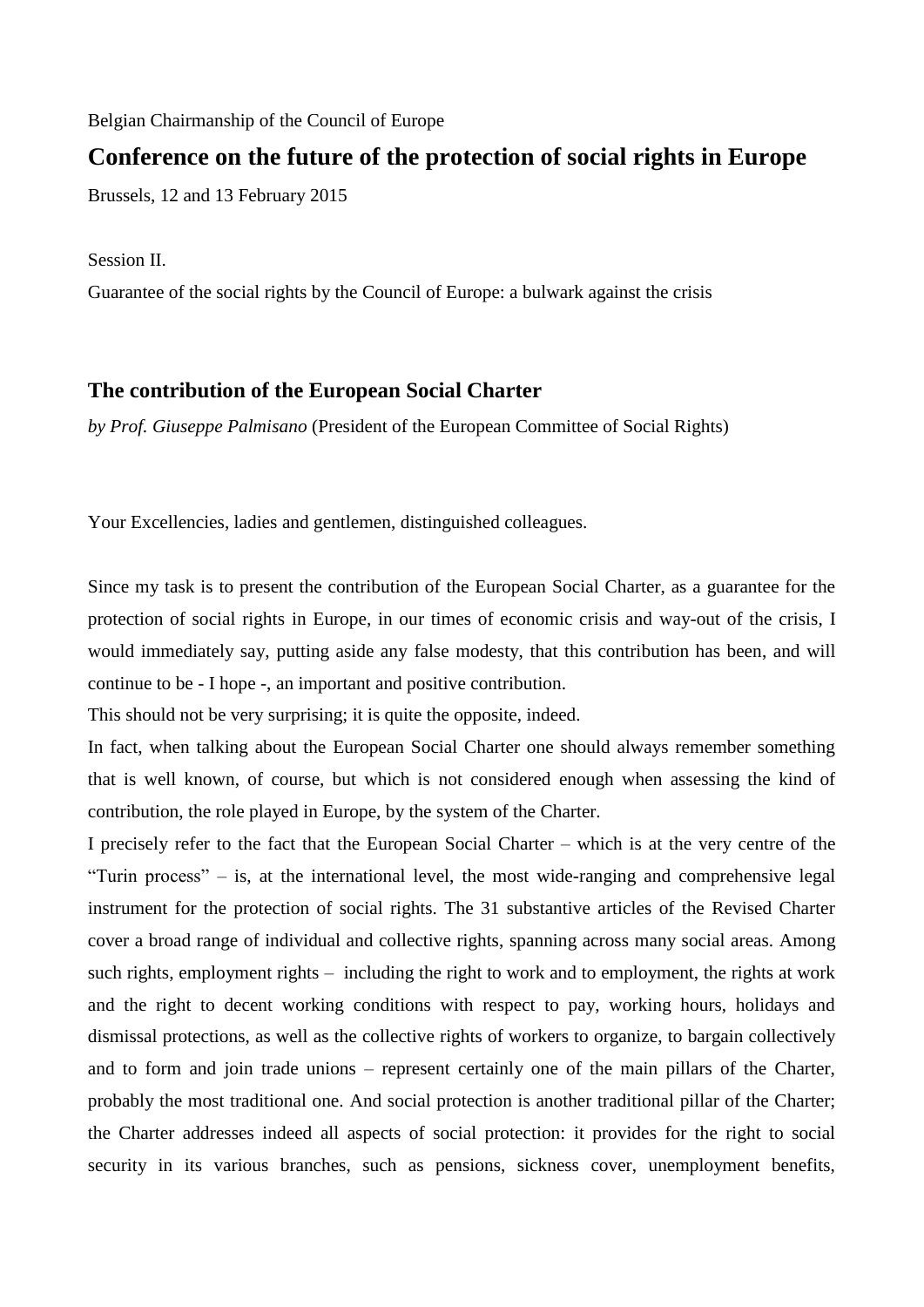Belgian Chairmanship of the Council of Europe

# Conference on the future of the protection of social rights in Europe

Brussels, 12 and 13 February 2015

Session II.

Guarantee of the social rights by the Council of Europe: a bulwark against the crisis

## The contribution of the European Social Charter

*by Prof. Giuseppe Palmisano* (President of the European Committee of Social Rights)

Your Excellencies, ladies and gentlemen, distinguished colleagues.

Since my task is to present the contribution of the European Social Charter, as a guarantee for the protection of social rights in Europe, in our times of economic crisis and way-out of the crisis, I would immediately say, putting aside any false modesty, that this contribution has been, and will continue to be - I hope -, an important and positive contribution.

This should not be very surprising; it is quite the opposite, indeed.

In fact, when talking about the European Social Charter one should always remember something that is well known, of course, but which is not considered enough when assessing the kind of contribution, the role played in Europe, by the system of the Charter.

I precisely refer to the fact that the European Social Charter – which is at the very centre of the "Turin process" – is, at the international level, the most wide-ranging and comprehensive legal instrument for the protection of social rights. The 31 substantive articles of the Revised Charter cover a broad range of individual and collective rights, spanning across many social areas. Among such rights, employment rights – including the right to work and to employment, the rights at work and the right to decent working conditions with respect to pay, working hours, holidays and dismissal protections, as well as the collective rights of workers to organize, to bargain collectively and to form and join trade unions – represent certainly one of the main pillars of the Charter, probably the most traditional one. And social protection is another traditional pillar of the Charter; the Charter addresses indeed all aspects of social protection: it provides for the right to social security in its various branches, such as pensions, sickness cover, unemployment benefits,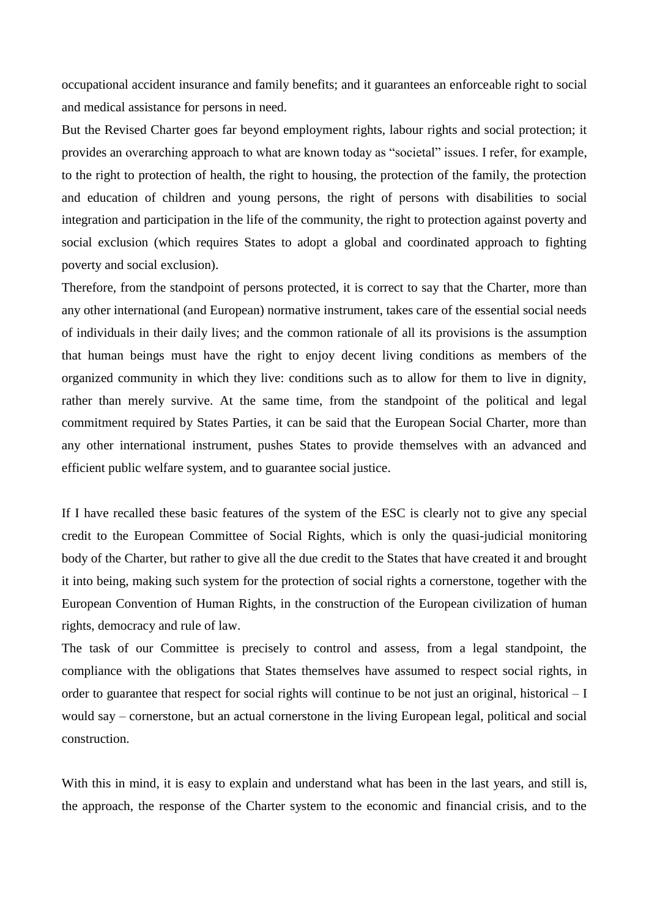occupational accident insurance and family benefits; and it guarantees an enforceable right to social and medical assistance for persons in need.

But the Revised Charter goes far beyond employment rights, labour rights and social protection; it provides an overarching approach to what are known today as "societal" issues. I refer, for example, to the right to protection of health, the right to housing, the protection of the family, the protection and education of children and young persons, the right of persons with disabilities to social integration and participation in the life of the community, the right to protection against poverty and social exclusion (which requires States to adopt a global and coordinated approach to fighting poverty and social exclusion).

Therefore, from the standpoint of persons protected, it is correct to say that the Charter, more than any other international (and European) normative instrument, takes care of the essential social needs of individuals in their daily lives; and the common rationale of all its provisions is the assumption that human beings must have the right to enjoy decent living conditions as members of the organized community in which they live: conditions such as to allow for them to live in dignity, rather than merely survive. At the same time, from the standpoint of the political and legal commitment required by States Parties, it can be said that the European Social Charter, more than any other international instrument, pushes States to provide themselves with an advanced and efficient public welfare system, and to guarantee social justice.

If I have recalled these basic features of the system of the ESC is clearly not to give any special credit to the European Committee of Social Rights, which is only the quasi-judicial monitoring body of the Charter, but rather to give all the due credit to the States that have created it and brought it into being, making such system for the protection of social rights a cornerstone, together with the European Convention of Human Rights, in the construction of the European civilization of human rights, democracy and rule of law.

The task of our Committee is precisely to control and assess, from a legal standpoint, the compliance with the obligations that States themselves have assumed to respect social rights, in order to guarantee that respect for social rights will continue to be not just an original, historical – I would say – cornerstone, but an actual cornerstone in the living European legal, political and social construction.

With this in mind, it is easy to explain and understand what has been in the last years, and still is, the approach, the response of the Charter system to the economic and financial crisis, and to the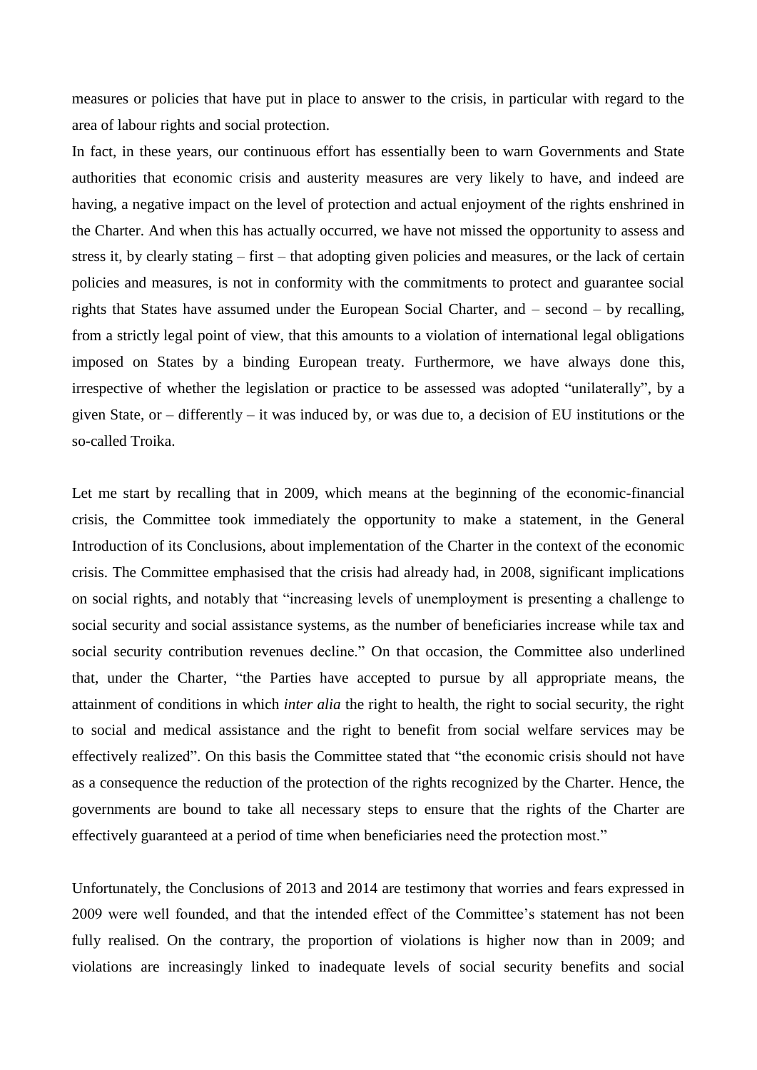measures or policies that have put in place to answer to the crisis, in particular with regard to the area of labour rights and social protection.

In fact, in these years, our continuous effort has essentially been to warn Governments and State authorities that economic crisis and austerity measures are very likely to have, and indeed are having, a negative impact on the level of protection and actual enjoyment of the rights enshrined in the Charter. And when this has actually occurred, we have not missed the opportunity to assess and stress it, by clearly stating – first – that adopting given policies and measures, or the lack of certain policies and measures, is not in conformity with the commitments to protect and guarantee social rights that States have assumed under the European Social Charter, and – second – by recalling, from a strictly legal point of view, that this amounts to a violation of international legal obligations imposed on States by a binding European treaty. Furthermore, we have always done this, irrespective of whether the legislation or practice to be assessed was adopted "unilaterally", by a given State, or – differently – it was induced by, or was due to, a decision of EU institutions or the so-called Troika.

Let me start by recalling that in 2009, which means at the beginning of the economic-financial crisis, the Committee took immediately the opportunity to make a statement, in the General Introduction of its Conclusions, about implementation of the Charter in the context of the economic crisis. The Committee emphasised that the crisis had already had, in 2008, significant implications on social rights, and notably that "increasing levels of unemployment is presenting a challenge to social security and social assistance systems, as the number of beneficiaries increase while tax and social security contribution revenues decline." On that occasion, the Committee also underlined that, under the Charter, "the Parties have accepted to pursue by all appropriate means, the attainment of conditions in which *inter alia* the right to health, the right to social security, the right to social and medical assistance and the right to benefit from social welfare services may be effectively realized". On this basis the Committee stated that "the economic crisis should not have as a consequence the reduction of the protection of the rights recognized by the Charter. Hence, the governments are bound to take all necessary steps to ensure that the rights of the Charter are effectively guaranteed at a period of time when beneficiaries need the protection most."

Unfortunately, the Conclusions of 2013 and 2014 are testimony that worries and fears expressed in 2009 were well founded, and that the intended effect of the Committee's statement has not been fully realised. On the contrary, the proportion of violations is higher now than in 2009; and violations are increasingly linked to inadequate levels of social security benefits and social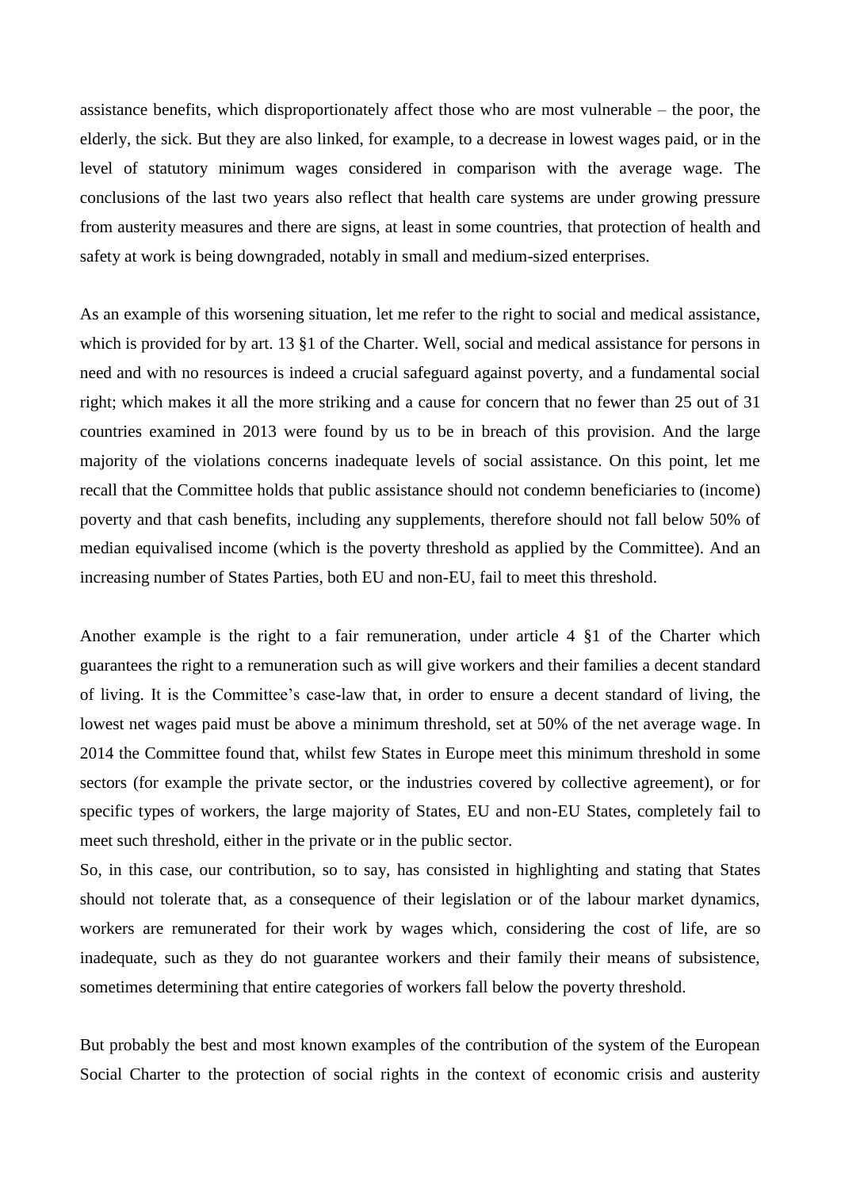assistance benefits, which disproportionately affect those who are most vulnerable – the poor, the elderly, the sick. But they are also linked, for example, to a decrease in lowest wages paid, or in the level of statutory minimum wages considered in comparison with the average wage. The conclusions of the last two years also reflect that health care systems are under growing pressure from austerity measures and there are signs, at least in some countries, that protection of health and safety at work is being downgraded, notably in small and medium-sized enterprises.

As an example of this worsening situation, let me refer to the right to social and medical assistance, which is provided for by art. 13 §1 of the Charter. Well, social and medical assistance for persons in need and with no resources is indeed a crucial safeguard against poverty, and a fundamental social right; which makes it all the more striking and a cause for concern that no fewer than 25 out of 31 countries examined in 2013 were found by us to be in breach of this provision. And the large majority of the violations concerns inadequate levels of social assistance. On this point, let me recall that the Committee holds that public assistance should not condemn beneficiaries to (income) poverty and that cash benefits, including any supplements, therefore should not fall below 50% of median equivalised income (which is the poverty threshold as applied by the Committee). And an increasing number of States Parties, both EU and non-EU, fail to meet this threshold.

Another example is the right to a fair remuneration, under article 4 §1 of the Charter which guarantees the right to a remuneration such as will give workers and their families a decent standard of living. It is the Committee's case-law that, in order to ensure a decent standard of living, the lowest net wages paid must be above a minimum threshold, set at 50% of the net average wage. In 2014 the Committee found that, whilst few States in Europe meet this minimum threshold in some sectors (for example the private sector, or the industries covered by collective agreement), or for specific types of workers, the large majority of States, EU and non-EU States, completely fail to meet such threshold, either in the private or in the public sector.
So, in this case, our contribution, so to say, has consisted in highlighting and stating that States should not tolerate that, as a consequence of their legislation or of the labour market dynamics, workers are remunerated for their work by wages which, considering the cost of life, are so inadequate, such as they do not guarantee workers and their family their means of subsistence, sometimes determining that entire categories of workers fall below the poverty threshold.

But probably the best and most known examples of the contribution of the system of the European Social Charter to the protection of social rights in the context of economic crisis and austerity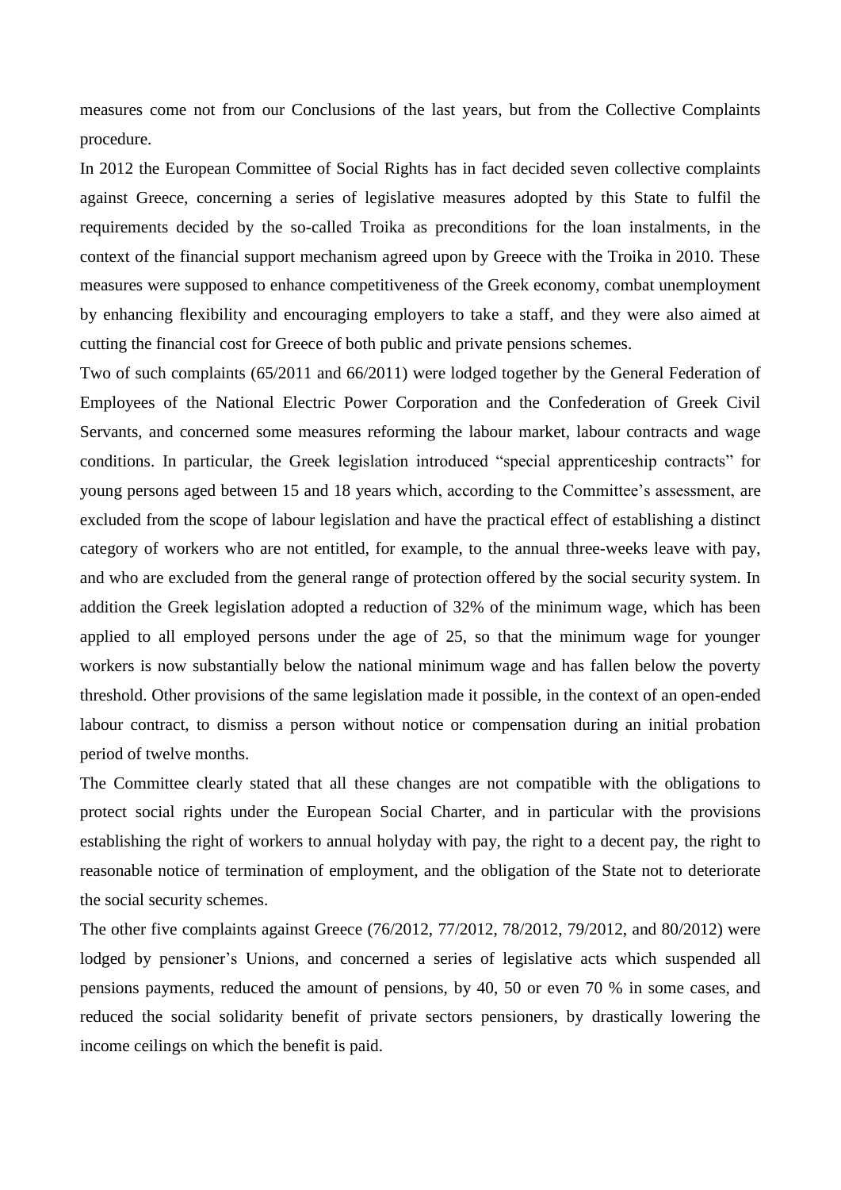measures come not from our Conclusions of the last years, but from the Collective Complaints procedure.

In 2012 the European Committee of Social Rights has in fact decided seven collective complaints against Greece, concerning a series of legislative measures adopted by this State to fulfil the requirements decided by the so-called Troika as preconditions for the loan instalments, in the context of the financial support mechanism agreed upon by Greece with the Troika in 2010. These measures were supposed to enhance competitiveness of the Greek economy, combat unemployment by enhancing flexibility and encouraging employers to take a staff, and they were also aimed at cutting the financial cost for Greece of both public and private pensions schemes.

Two of such complaints (65/2011 and 66/2011) were lodged together by the General Federation of Employees of the National Electric Power Corporation and the Confederation of Greek Civil Servants, and concerned some measures reforming the labour market, labour contracts and wage conditions. In particular, the Greek legislation introduced "special apprenticeship contracts" for young persons aged between 15 and 18 years which, according to the Committee's assessment, are excluded from the scope of labour legislation and have the practical effect of establishing a distinct category of workers who are not entitled, for example, to the annual three-weeks leave with pay, and who are excluded from the general range of protection offered by the social security system. In addition the Greek legislation adopted a reduction of 32% of the minimum wage, which has been applied to all employed persons under the age of 25, so that the minimum wage for younger workers is now substantially below the national minimum wage and has fallen below the poverty threshold. Other provisions of the same legislation made it possible, in the context of an open-ended labour contract, to dismiss a person without notice or compensation during an initial probation period of twelve months.

The Committee clearly stated that all these changes are not compatible with the obligations to protect social rights under the European Social Charter, and in particular with the provisions establishing the right of workers to annual holyday with pay, the right to a decent pay, the right to reasonable notice of termination of employment, and the obligation of the State not to deteriorate the social security schemes.

The other five complaints against Greece (76/2012, 77/2012, 78/2012, 79/2012, and 80/2012) were lodged by pensioner's Unions, and concerned a series of legislative acts which suspended all pensions payments, reduced the amount of pensions, by 40, 50 or even 70 % in some cases, and reduced the social solidarity benefit of private sectors pensioners, by drastically lowering the income ceilings on which the benefit is paid.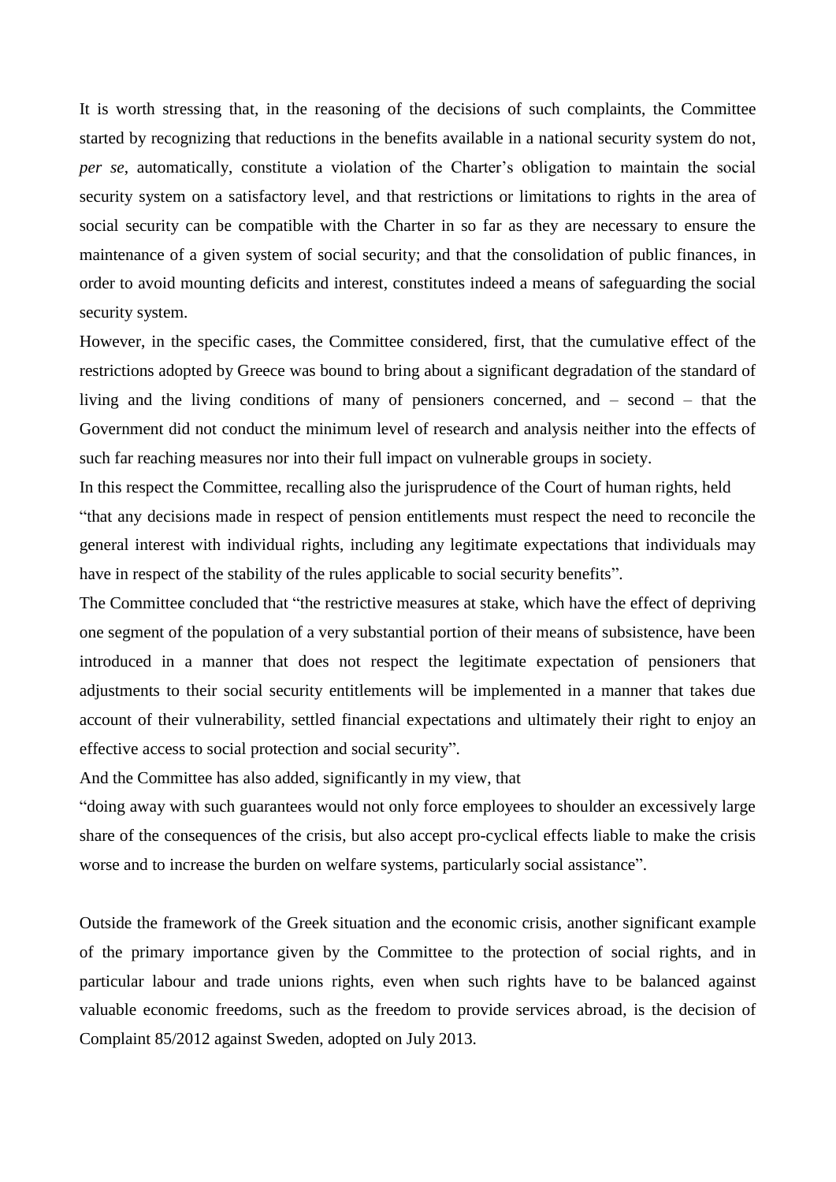It is worth stressing that, in the reasoning of the decisions of such complaints, the Committee started by recognizing that reductions in the benefits available in a national security system do not, *per se*, automatically, constitute a violation of the Charter's obligation to maintain the social security system on a satisfactory level, and that restrictions or limitations to rights in the area of social security can be compatible with the Charter in so far as they are necessary to ensure the maintenance of a given system of social security; and that the consolidation of public finances, in order to avoid mounting deficits and interest, constitutes indeed a means of safeguarding the social security system.

However, in the specific cases, the Committee considered, first, that the cumulative effect of the restrictions adopted by Greece was bound to bring about a significant degradation of the standard of living and the living conditions of many of pensioners concerned, and – second – that the Government did not conduct the minimum level of research and analysis neither into the effects of such far reaching measures nor into their full impact on vulnerable groups in society.

In this respect the Committee, recalling also the jurisprudence of the Court of human rights, held "that any decisions made in respect of pension entitlements must respect the need to reconcile the general interest with individual rights, including any legitimate expectations that individuals may have in respect of the stability of the rules applicable to social security benefits".

The Committee concluded that "the restrictive measures at stake, which have the effect of depriving one segment of the population of a very substantial portion of their means of subsistence, have been introduced in a manner that does not respect the legitimate expectation of pensioners that adjustments to their social security entitlements will be implemented in a manner that takes due account of their vulnerability, settled financial expectations and ultimately their right to enjoy an effective access to social protection and social security".

And the Committee has also added, significantly in my view, that

"doing away with such guarantees would not only force employees to shoulder an excessively large share of the consequences of the crisis, but also accept pro-cyclical effects liable to make the crisis worse and to increase the burden on welfare systems, particularly social assistance".

Outside the framework of the Greek situation and the economic crisis, another significant example of the primary importance given by the Committee to the protection of social rights, and in particular labour and trade unions rights, even when such rights have to be balanced against valuable economic freedoms, such as the freedom to provide services abroad, is the decision of Complaint 85/2012 against Sweden, adopted on July 2013.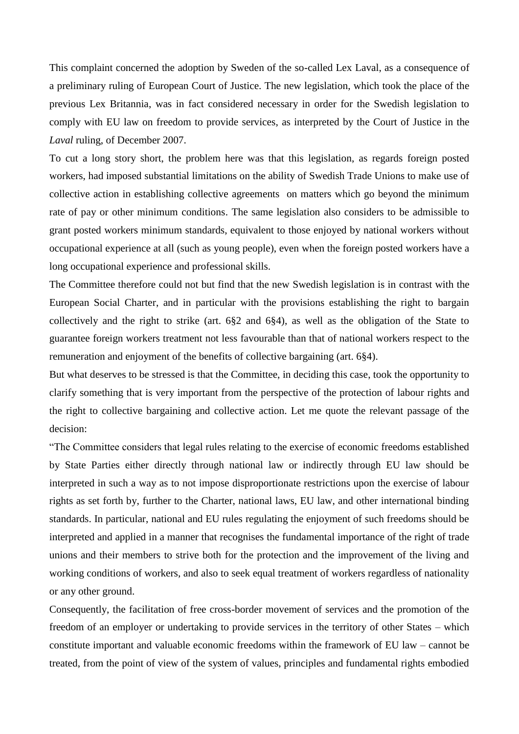This complaint concerned the adoption by Sweden of the so-called Lex Laval, as a consequence of a preliminary ruling of European Court of Justice. The new legislation, which took the place of the previous Lex Britannia, was in fact considered necessary in order for the Swedish legislation to comply with EU law on freedom to provide services, as interpreted by the Court of Justice in the *Laval* ruling, of December 2007.

To cut a long story short, the problem here was that this legislation, as regards foreign posted workers, had imposed substantial limitations on the ability of Swedish Trade Unions to make use of collective action in establishing collective agreements on matters which go beyond the minimum rate of pay or other minimum conditions. The same legislation also considers to be admissible to grant posted workers minimum standards, equivalent to those enjoyed by national workers without occupational experience at all (such as young people), even when the foreign posted workers have a long occupational experience and professional skills.

The Committee therefore could not but find that the new Swedish legislation is in contrast with the European Social Charter, and in particular with the provisions establishing the right to bargain collectively and the right to strike (art. 6§2 and 6§4), as well as the obligation of the State to guarantee foreign workers treatment not less favourable than that of national workers respect to the remuneration and enjoyment of the benefits of collective bargaining (art. 6§4).

But what deserves to be stressed is that the Committee, in deciding this case, took the opportunity to clarify something that is very important from the perspective of the protection of labour rights and the right to collective bargaining and collective action. Let me quote the relevant passage of the decision:

"The Committee considers that legal rules relating to the exercise of economic freedoms established by State Parties either directly through national law or indirectly through EU law should be interpreted in such a way as to not impose disproportionate restrictions upon the exercise of labour rights as set forth by, further to the Charter, national laws, EU law, and other international binding standards. In particular, national and EU rules regulating the enjoyment of such freedoms should be interpreted and applied in a manner that recognises the fundamental importance of the right of trade unions and their members to strive both for the protection and the improvement of the living and working conditions of workers, and also to seek equal treatment of workers regardless of nationality or any other ground.

Consequently, the facilitation of free cross-border movement of services and the promotion of the freedom of an employer or undertaking to provide services in the territory of other States – which constitute important and valuable economic freedoms within the framework of EU law – cannot be treated, from the point of view of the system of values, principles and fundamental rights embodied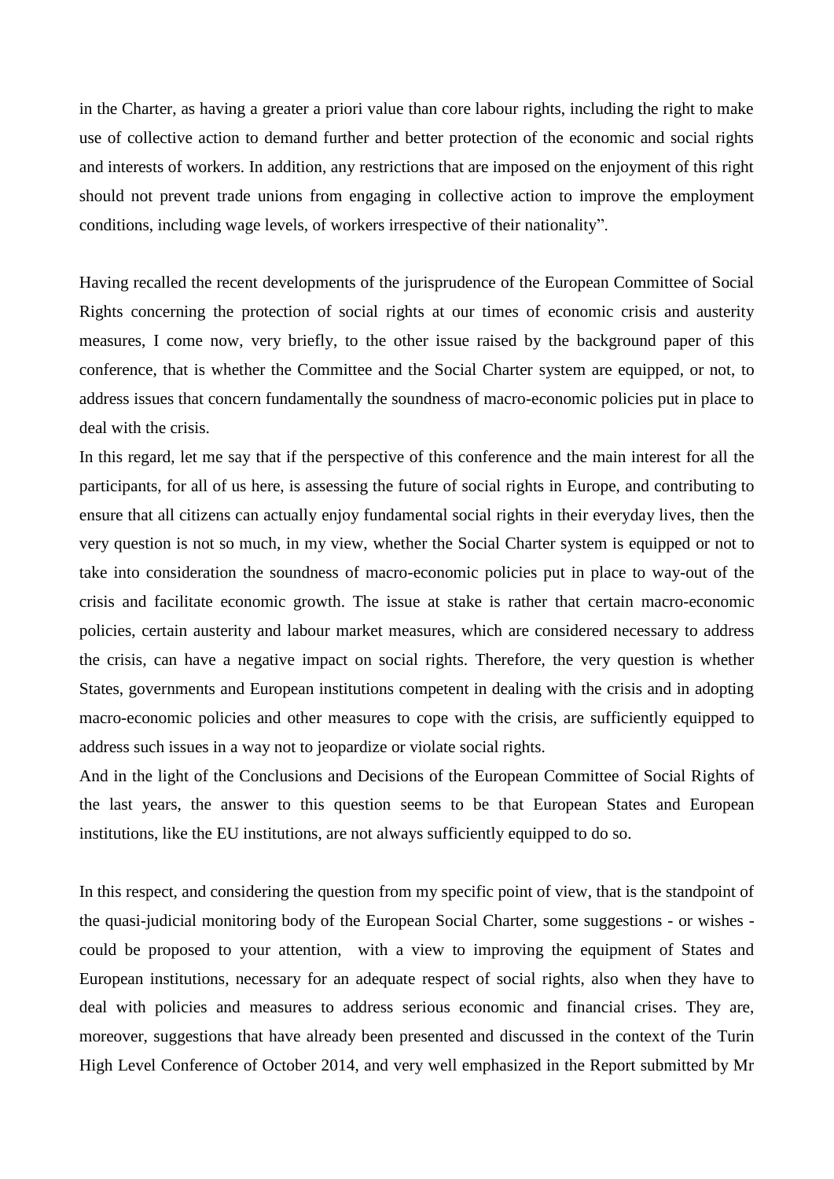in the Charter, as having a greater a priori value than core labour rights, including the right to make use of collective action to demand further and better protection of the economic and social rights and interests of workers. In addition, any restrictions that are imposed on the enjoyment of this right should not prevent trade unions from engaging in collective action to improve the employment conditions, including wage levels, of workers irrespective of their nationality".

Having recalled the recent developments of the jurisprudence of the European Committee of Social Rights concerning the protection of social rights at our times of economic crisis and austerity measures, I come now, very briefly, to the other issue raised by the background paper of this conference, that is whether the Committee and the Social Charter system are equipped, or not, to address issues that concern fundamentally the soundness of macro-economic policies put in place to deal with the crisis.

In this regard, let me say that if the perspective of this conference and the main interest for all the participants, for all of us here, is assessing the future of social rights in Europe, and contributing to ensure that all citizens can actually enjoy fundamental social rights in their everyday lives, then the very question is not so much, in my view, whether the Social Charter system is equipped or not to take into consideration the soundness of macro-economic policies put in place to way-out of the crisis and facilitate economic growth. The issue at stake is rather that certain macro-economic policies, certain austerity and labour market measures, which are considered necessary to address the crisis, can have a negative impact on social rights. Therefore, the very question is whether States, governments and European institutions competent in dealing with the crisis and in adopting macro-economic policies and other measures to cope with the crisis, are sufficiently equipped to address such issues in a way not to jeopardize or violate social rights.

And in the light of the Conclusions and Decisions of the European Committee of Social Rights of the last years, the answer to this question seems to be that European States and European institutions, like the EU institutions, are not always sufficiently equipped to do so.

In this respect, and considering the question from my specific point of view, that is the standpoint of the quasi-judicial monitoring body of the European Social Charter, some suggestions - or wishes - could be proposed to your attention, with a view to improving the equipment of States and European institutions, necessary for an adequate respect of social rights, also when they have to deal with policies and measures to address serious economic and financial crises. They are, moreover, suggestions that have already been presented and discussed in the context of the Turin High Level Conference of October 2014, and very well emphasized in the Report submitted by Mr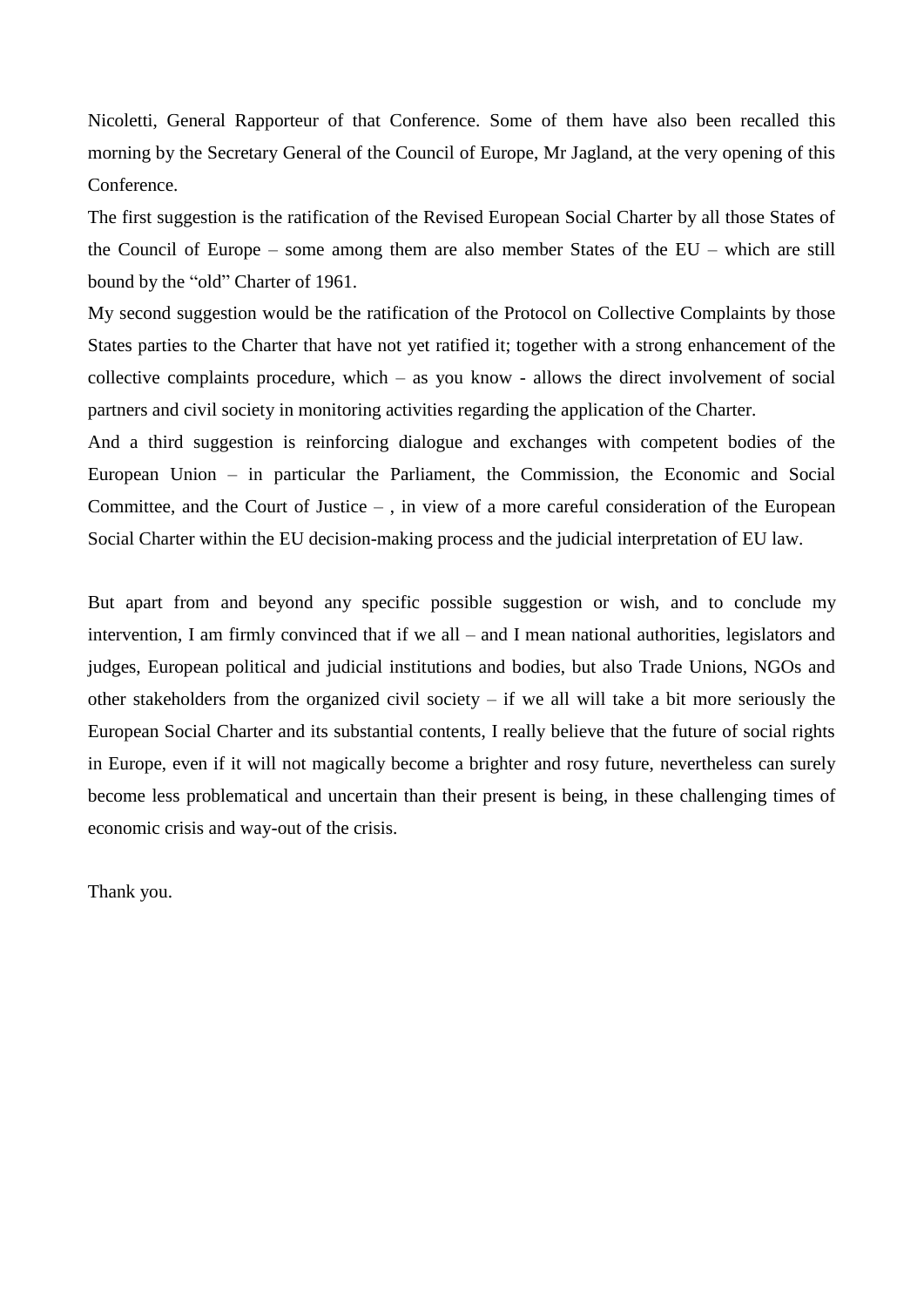Nicoletti, General Rapporteur of that Conference. Some of them have also been recalled this morning by the Secretary General of the Council of Europe, Mr Jagland, at the very opening of this Conference.

The first suggestion is the ratification of the Revised European Social Charter by all those States of the Council of Europe – some among them are also member States of the EU – which are still bound by the "old" Charter of 1961.

My second suggestion would be the ratification of the Protocol on Collective Complaints by those States parties to the Charter that have not yet ratified it; together with a strong enhancement of the collective complaints procedure, which – as you know - allows the direct involvement of social partners and civil society in monitoring activities regarding the application of the Charter.

And a third suggestion is reinforcing dialogue and exchanges with competent bodies of the European Union – in particular the Parliament, the Commission, the Economic and Social Committee, and the Court of Justice – , in view of a more careful consideration of the European Social Charter within the EU decision-making process and the judicial interpretation of EU law.

But apart from and beyond any specific possible suggestion or wish, and to conclude my intervention, I am firmly convinced that if we all – and I mean national authorities, legislators and judges, European political and judicial institutions and bodies, but also Trade Unions, NGOs and other stakeholders from the organized civil society – if we all will take a bit more seriously the European Social Charter and its substantial contents, I really believe that the future of social rights in Europe, even if it will not magically become a brighter and rosy future, nevertheless can surely become less problematical and uncertain than their present is being, in these challenging times of economic crisis and way-out of the crisis.

Thank you.